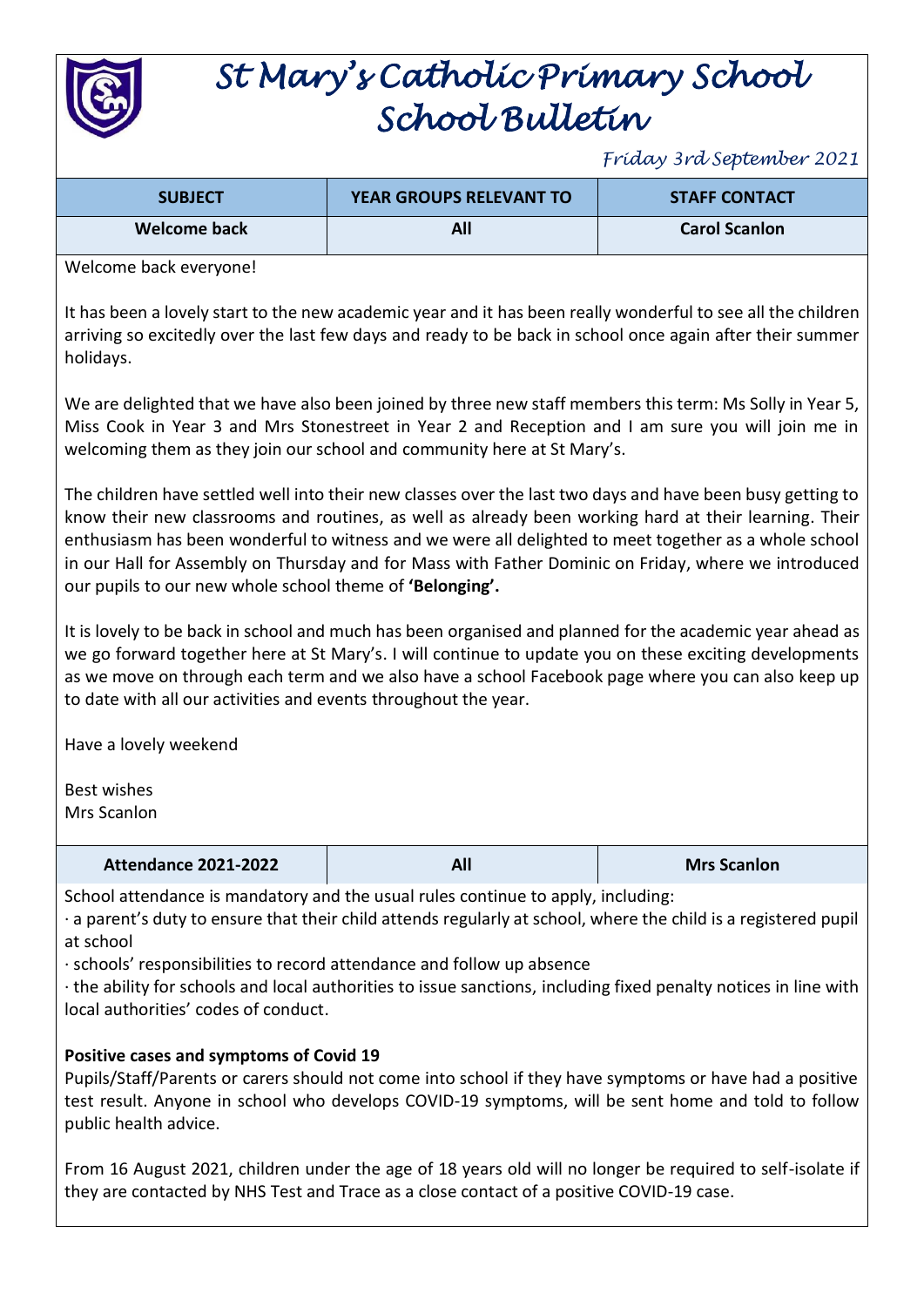# St Mary's Catholic Primary School
# School Bulletin

*Friday 3rd September 2021*

| SUBJECT | YEAR GROUPS RELEVANT TO | STAFF CONTACT |
|---|---|---|
| **Welcome back** | **All** | **Carol Scanlon** |

Welcome back everyone!

It has been a lovely start to the new academic year and it has been really wonderful to see all the children arriving so excitedly over the last few days and ready to be back in school once again after their summer holidays.

We are delighted that we have also been joined by three new staff members this term: Ms Solly in Year 5, Miss Cook in Year 3 and Mrs Stonestreet in Year 2 and Reception and I am sure you will join me in welcoming them as they join our school and community here at St Mary's.

The children have settled well into their new classes over the last two days and have been busy getting to know their new classrooms and routines, as well as already been working hard at their learning. Their enthusiasm has been wonderful to witness and we were all delighted to meet together as a whole school in our Hall for Assembly on Thursday and for Mass with Father Dominic on Friday, where we introduced our pupils to our new whole school theme of **'Belonging'.**

It is lovely to be back in school and much has been organised and planned for the academic year ahead as we go forward together here at St Mary's. I will continue to update you on these exciting developments as we move on through each term and we also have a school Facebook page where you can also keep up to date with all our activities and events throughout the year.

Have a lovely weekend

Best wishes
Mrs Scanlon

| **Attendance 2021-2022** | **All** | **Mrs Scanlon** |
|---|---|---|

School attendance is mandatory and the usual rules continue to apply, including:

· a parent's duty to ensure that their child attends regularly at school, where the child is a registered pupil at school

· schools' responsibilities to record attendance and follow up absence

· the ability for schools and local authorities to issue sanctions, including fixed penalty notices in line with local authorities' codes of conduct.

**Positive cases and symptoms of Covid 19**

Pupils/Staff/Parents or carers should not come into school if they have symptoms or have had a positive test result. Anyone in school who develops COVID-19 symptoms, will be sent home and told to follow public health advice.

From 16 August 2021, children under the age of 18 years old will no longer be required to self-isolate if they are contacted by NHS Test and Trace as a close contact of a positive COVID-19 case.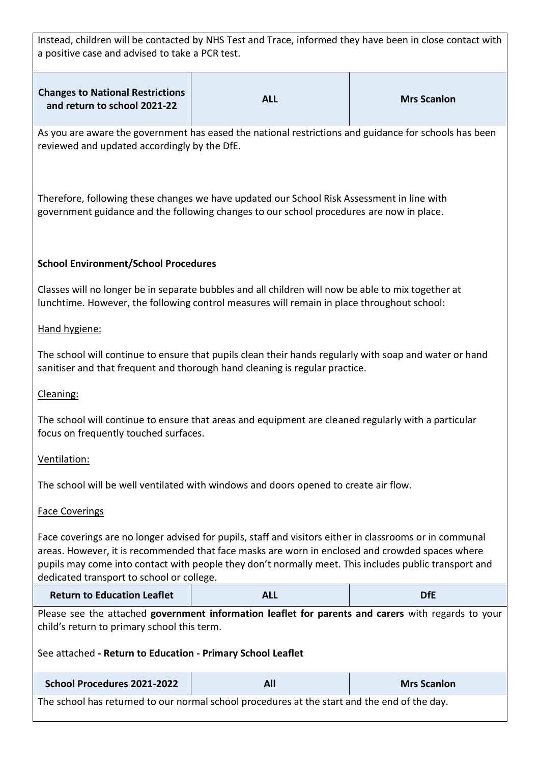Instead, children will be contacted by NHS Test and Trace, informed they have been in close contact with a positive case and advised to take a PCR test.

| **Changes to National Restrictions and return to school 2021-22** | **ALL** | **Mrs Scanlon** |
|---|---|---|

As you are aware the government has eased the national restrictions and guidance for schools has been reviewed and updated accordingly by the DfE.

Therefore, following these changes we have updated our School Risk Assessment in line with government guidance and the following changes to our school procedures are now in place.

**School Environment/School Procedures**

Classes will no longer be in separate bubbles and all children will now be able to mix together at lunchtime. However, the following control measures will remain in place throughout school:

Hand hygiene:

The school will continue to ensure that pupils clean their hands regularly with soap and water or hand sanitiser and that frequent and thorough hand cleaning is regular practice.

Cleaning:

The school will continue to ensure that areas and equipment are cleaned regularly with a particular focus on frequently touched surfaces.

Ventilation:

The school will be well ventilated with windows and doors opened to create air flow.

Face Coverings

Face coverings are no longer advised for pupils, staff and visitors either in classrooms or in communal areas. However, it is recommended that face masks are worn in enclosed and crowded spaces where pupils may come into contact with people they don't normally meet. This includes public transport and dedicated transport to school or college.

| **Return to Education Leaflet** | **ALL** | **DfE** |
|---|---|---|

Please see the attached **government information leaflet for parents and carers** with regards to your child's return to primary school this term.

See attached **- Return to Education - Primary School Leaflet**

| **School Procedures 2021-2022** | **All** | **Mrs Scanlon** |
|---|---|---|

The school has returned to our normal school procedures at the start and the end of the day.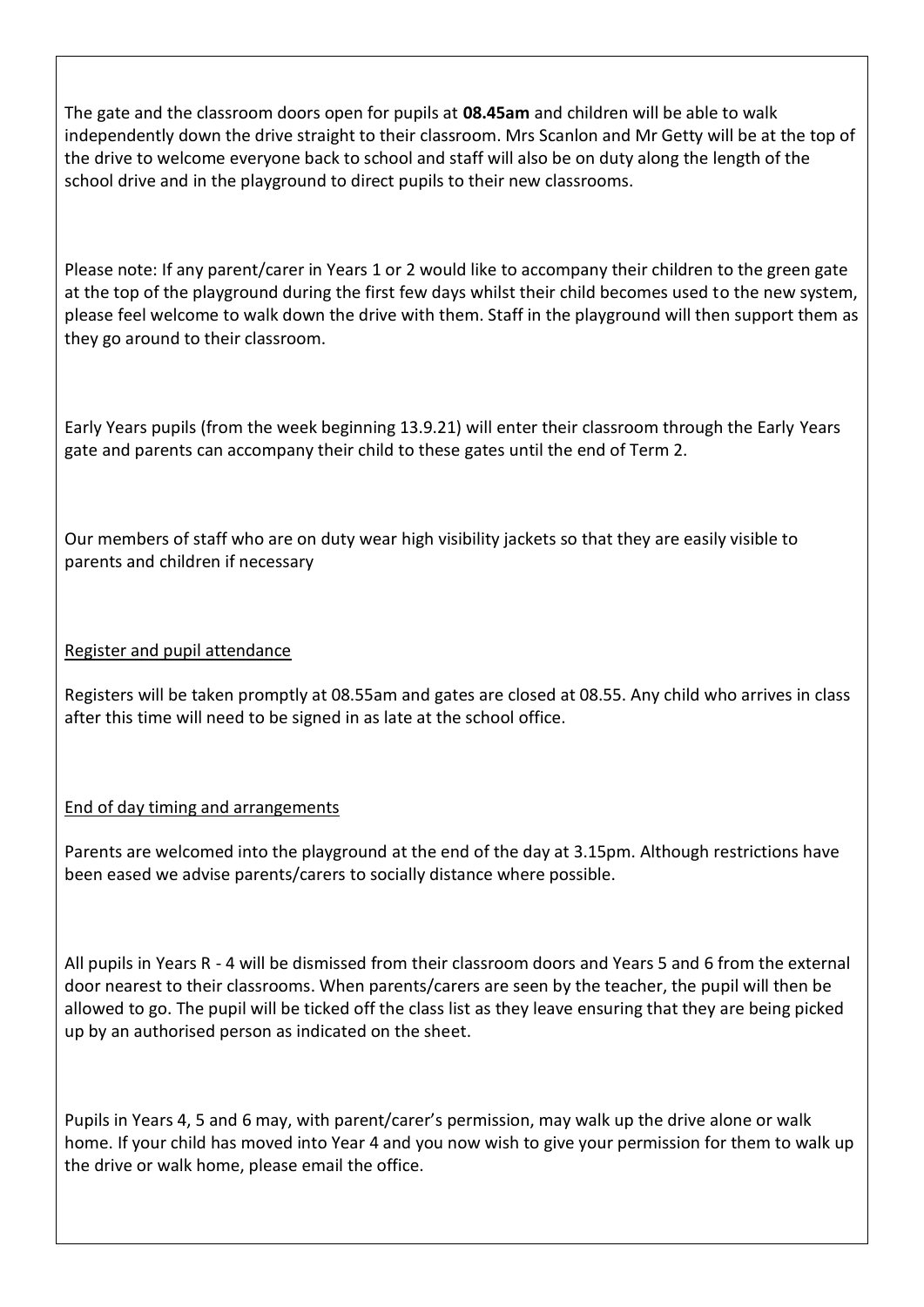The gate and the classroom doors open for pupils at **08.45am** and children will be able to walk independently down the drive straight to their classroom. Mrs Scanlon and Mr Getty will be at the top of the drive to welcome everyone back to school and staff will also be on duty along the length of the school drive and in the playground to direct pupils to their new classrooms.

Please note: If any parent/carer in Years 1 or 2 would like to accompany their children to the green gate at the top of the playground during the first few days whilst their child becomes used to the new system, please feel welcome to walk down the drive with them. Staff in the playground will then support them as they go around to their classroom.

Early Years pupils (from the week beginning 13.9.21) will enter their classroom through the Early Years gate and parents can accompany their child to these gates until the end of Term 2.

Our members of staff who are on duty wear high visibility jackets so that they are easily visible to parents and children if necessary

<u>Register and pupil attendance</u>

Registers will be taken promptly at 08.55am and gates are closed at 08.55. Any child who arrives in class after this time will need to be signed in as late at the school office.

<u>End of day timing and arrangements</u>

Parents are welcomed into the playground at the end of the day at 3.15pm. Although restrictions have been eased we advise parents/carers to socially distance where possible.

All pupils in Years R - 4 will be dismissed from their classroom doors and Years 5 and 6 from the external door nearest to their classrooms. When parents/carers are seen by the teacher, the pupil will then be allowed to go. The pupil will be ticked off the class list as they leave ensuring that they are being picked up by an authorised person as indicated on the sheet.

Pupils in Years 4, 5 and 6 may, with parent/carer's permission, may walk up the drive alone or walk home. If your child has moved into Year 4 and you now wish to give your permission for them to walk up the drive or walk home, please email the office.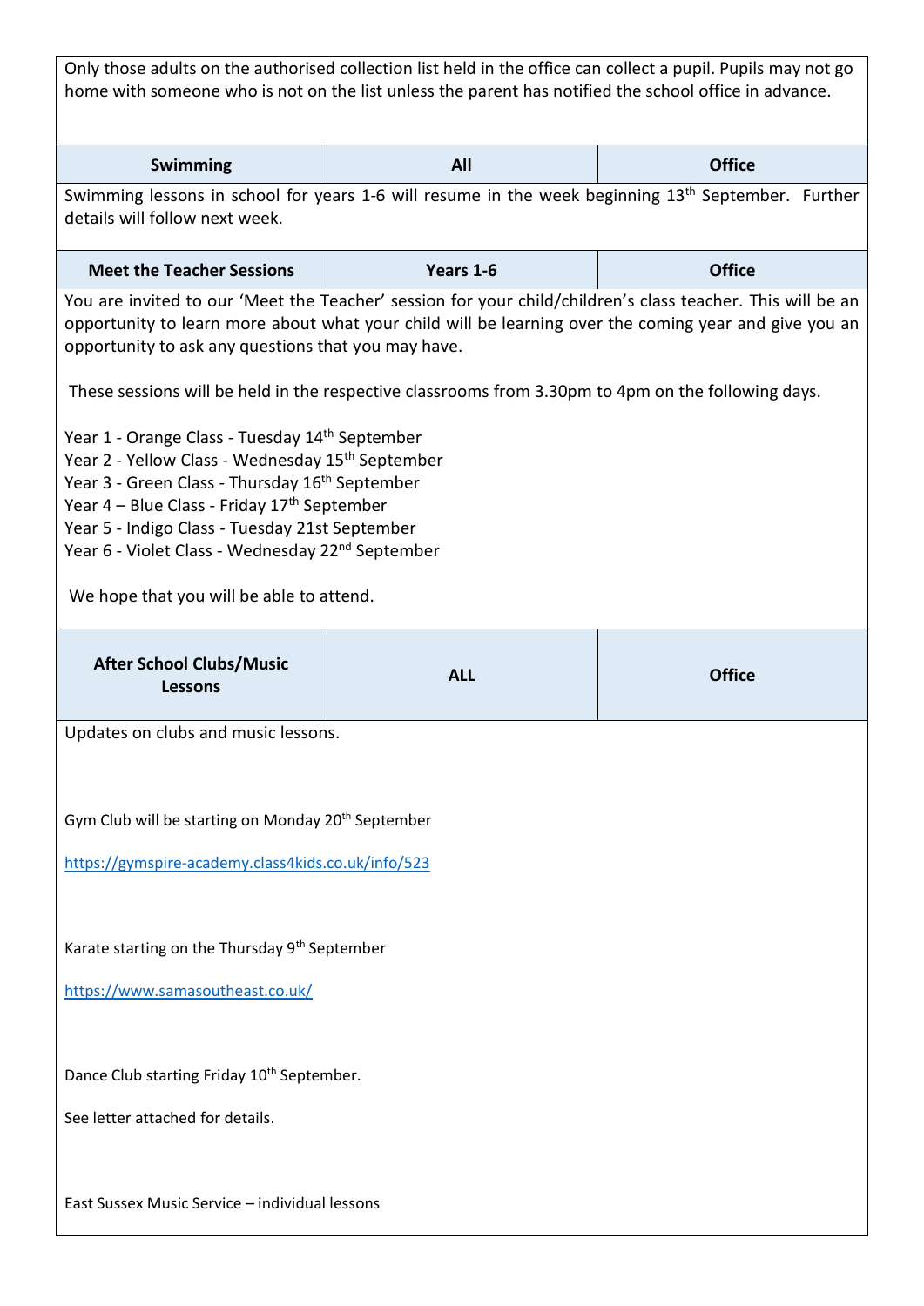Only those adults on the authorised collection list held in the office can collect a pupil. Pupils may not go home with someone who is not on the list unless the parent has notified the school office in advance.

| Swimming | All | Office |
| --- | --- | --- |

Swimming lessons in school for years 1-6 will resume in the week beginning 13th September. Further details will follow next week.

| Meet the Teacher Sessions | Years 1-6 | Office |
| --- | --- | --- |

You are invited to our 'Meet the Teacher' session for your child/children's class teacher. This will be an opportunity to learn more about what your child will be learning over the coming year and give you an opportunity to ask any questions that you may have.

These sessions will be held in the respective classrooms from 3.30pm to 4pm on the following days.

Year 1 - Orange Class - Tuesday 14th September
Year 2 - Yellow Class - Wednesday 15th September
Year 3 - Green Class - Thursday 16th September
Year 4 – Blue Class - Friday 17th September
Year 5 - Indigo Class - Tuesday 21st September
Year 6 - Violet Class - Wednesday 22nd September

We hope that you will be able to attend.

| After School Clubs/Music Lessons | ALL | Office |
| --- | --- | --- |

Updates on clubs and music lessons.

Gym Club will be starting on Monday 20th September

https://gymspire-academy.class4kids.co.uk/info/523

Karate starting on the Thursday 9th September

https://www.samasoutheast.co.uk/

Dance Club starting Friday 10th September.

See letter attached for details.

East Sussex Music Service – individual lessons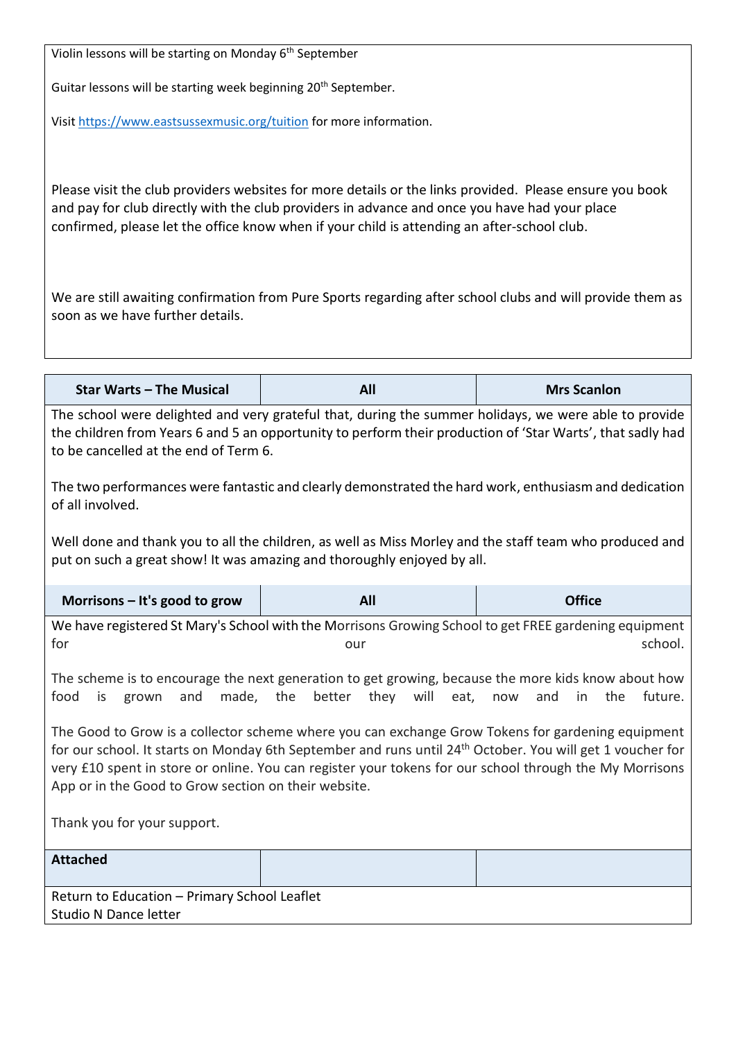Violin lessons will be starting on Monday 6th September

Guitar lessons will be starting week beginning 20th September.

Visit https://www.eastsussexmusic.org/tuition for more information.

Please visit the club providers websites for more details or the links provided. Please ensure you book and pay for club directly with the club providers in advance and once you have had your place confirmed, please let the office know when if your child is attending an after-school club.

We are still awaiting confirmation from Pure Sports regarding after school clubs and will provide them as soon as we have further details.

| **Star Warts – The Musical** | **All** | **Mrs Scanlon** |
|---|---|---|

The school were delighted and very grateful that, during the summer holidays, we were able to provide the children from Years 6 and 5 an opportunity to perform their production of 'Star Warts', that sadly had to be cancelled at the end of Term 6.

The two performances were fantastic and clearly demonstrated the hard work, enthusiasm and dedication of all involved.

Well done and thank you to all the children, as well as Miss Morley and the staff team who produced and put on such a great show! It was amazing and thoroughly enjoyed by all.

| **Morrisons – It's good to grow** | **All** | **Office** |
|---|---|---|

We have registered St Mary's School with the Morrisons Growing School to get FREE gardening equipment for our school.

The scheme is to encourage the next generation to get growing, because the more kids know about how food is grown and made, the better they will eat, now and in the future.

The Good to Grow is a collector scheme where you can exchange Grow Tokens for gardening equipment for our school. It starts on Monday 6th September and runs until 24th October. You will get 1 voucher for very £10 spent in store or online. You can register your tokens for our school through the My Morrisons App or in the Good to Grow section on their website.

Thank you for your support.

| **Attached** | | |
|---|---|---|

Return to Education – Primary School Leaflet
Studio N Dance letter